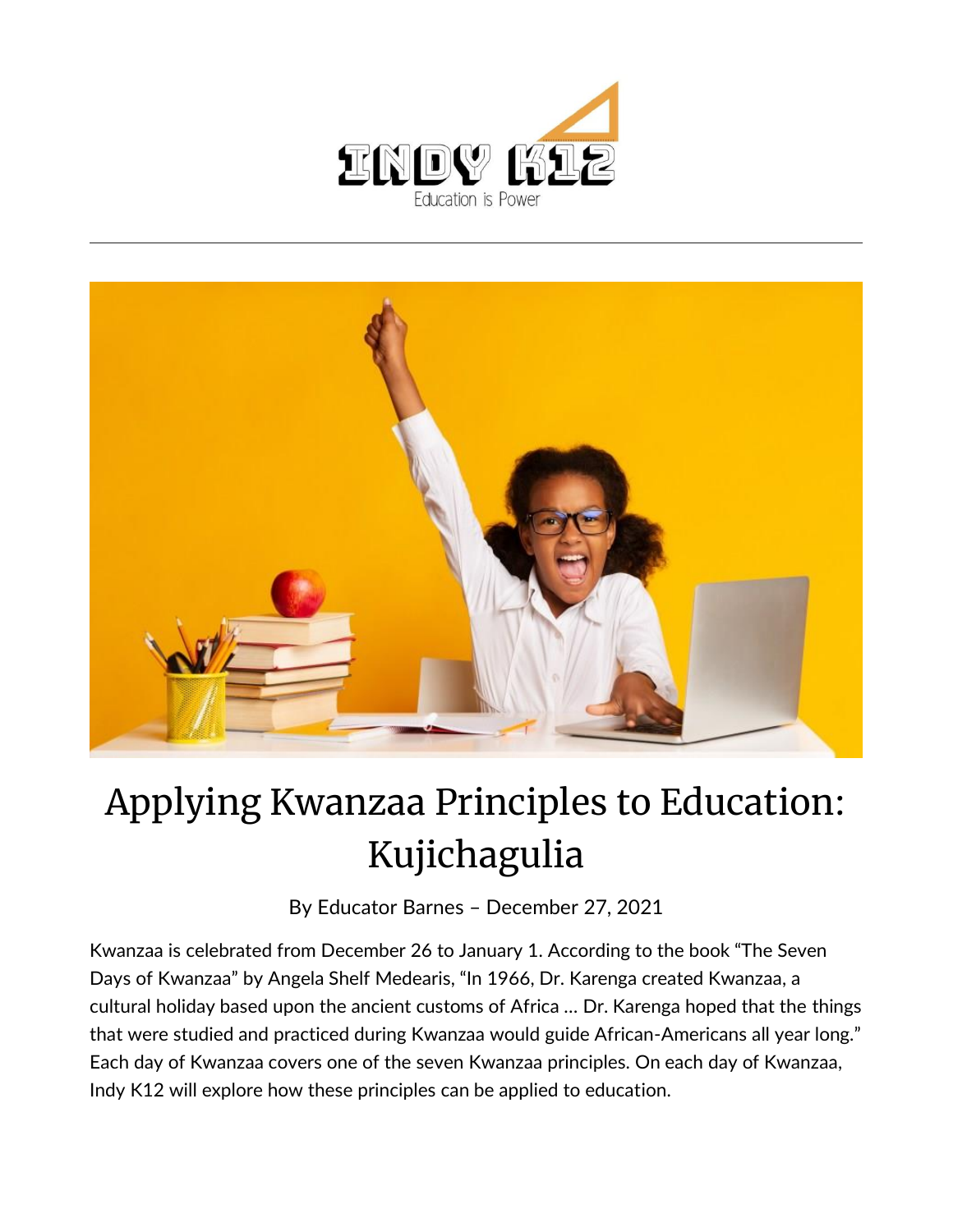INDY K12

Education is Power

# Applying Kwanzaa Principles to Education: Kujichagulia

By Educator Barnes – December 27, 2021

Kwanzaa is celebrated from December 26 to January 1. According to the book "The Seven Days of Kwanzaa" by Angela Shelf Medearis, "In 1966, Dr. Karenga created Kwanzaa, a cultural holiday based upon the ancient customs of Africa … Dr. Karenga hoped that the things that were studied and practiced during Kwanzaa would guide African-Americans all year long." Each day of Kwanzaa covers one of the seven Kwanzaa principles. On each day of Kwanzaa, Indy K12 will explore how these principles can be applied to education.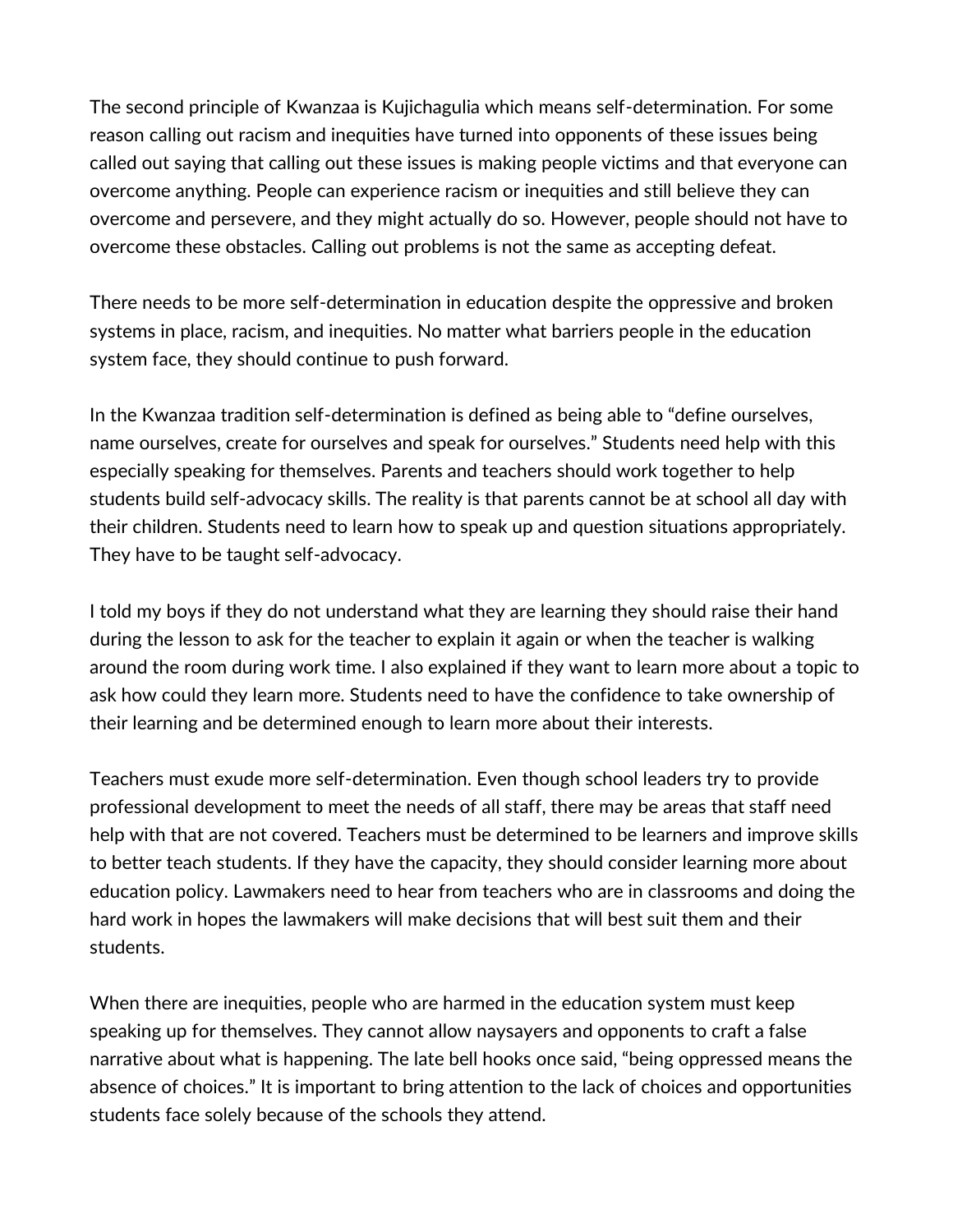The second principle of Kwanzaa is Kujichagulia which means self-determination. For some reason calling out racism and inequities have turned into opponents of these issues being called out saying that calling out these issues is making people victims and that everyone can overcome anything. People can experience racism or inequities and still believe they can overcome and persevere, and they might actually do so. However, people should not have to overcome these obstacles. Calling out problems is not the same as accepting defeat.

There needs to be more self-determination in education despite the oppressive and broken systems in place, racism, and inequities. No matter what barriers people in the education system face, they should continue to push forward.

In the Kwanzaa tradition self-determination is defined as being able to "define ourselves, name ourselves, create for ourselves and speak for ourselves." Students need help with this especially speaking for themselves. Parents and teachers should work together to help students build self-advocacy skills. The reality is that parents cannot be at school all day with their children. Students need to learn how to speak up and question situations appropriately. They have to be taught self-advocacy.

I told my boys if they do not understand what they are learning they should raise their hand during the lesson to ask for the teacher to explain it again or when the teacher is walking around the room during work time. I also explained if they want to learn more about a topic to ask how could they learn more. Students need to have the confidence to take ownership of their learning and be determined enough to learn more about their interests.

Teachers must exude more self-determination. Even though school leaders try to provide professional development to meet the needs of all staff, there may be areas that staff need help with that are not covered. Teachers must be determined to be learners and improve skills to better teach students. If they have the capacity, they should consider learning more about education policy. Lawmakers need to hear from teachers who are in classrooms and doing the hard work in hopes the lawmakers will make decisions that will best suit them and their students.

When there are inequities, people who are harmed in the education system must keep speaking up for themselves. They cannot allow naysayers and opponents to craft a false narrative about what is happening. The late bell hooks once said, "being oppressed means the absence of choices." It is important to bring attention to the lack of choices and opportunities students face solely because of the schools they attend.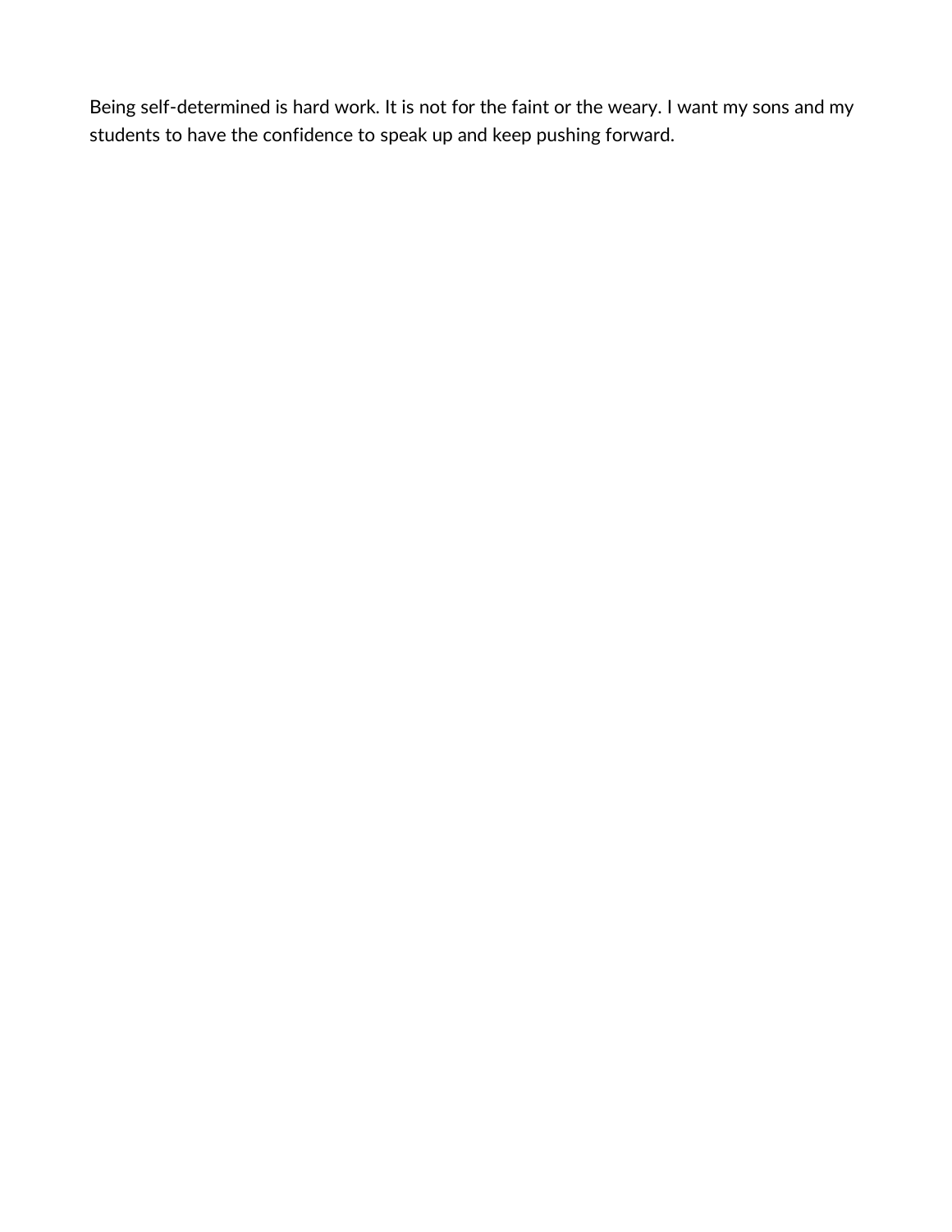Being self-determined is hard work. It is not for the faint or the weary. I want my sons and my students to have the confidence to speak up and keep pushing forward.